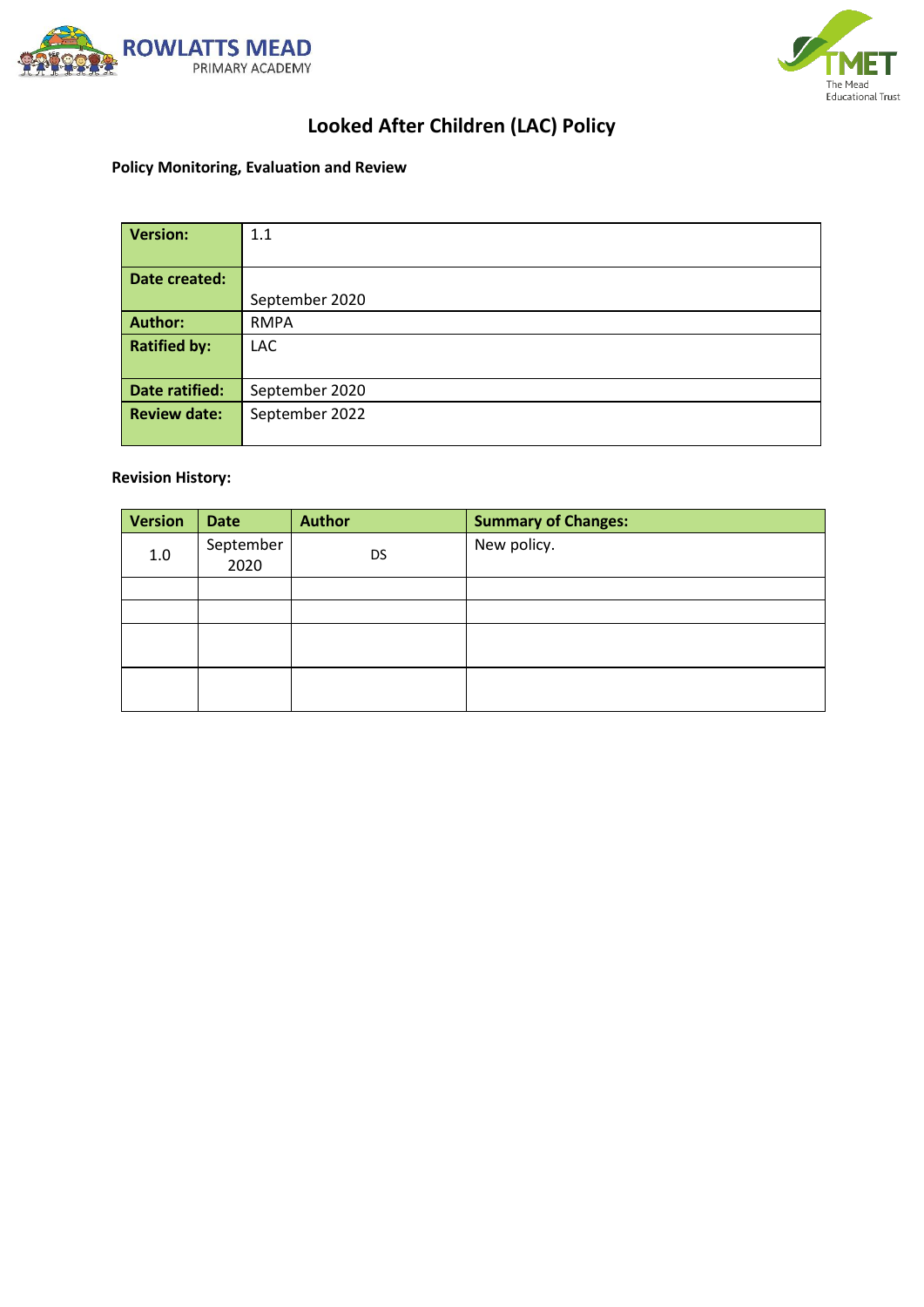ROWLATTS MEAD PRIMARY ACADEMY

TMET The Mead Educational Trust

# Looked After Children (LAC) Policy

**Policy Monitoring, Evaluation and Review**

| **Version:** | 1.1 |
|---|---|
| **Date created:** | September 2020 |
| **Author:** | RMPA |
| **Ratified by:** | LAC |
| **Date ratified:** | September 2020 |
| **Review date:** | September 2022 |

**Revision History:**

| Version | Date | Author | Summary of Changes: |
|---|---|---|---|
| 1.0 | September 2020 | DS | New policy. |
| | | | |
| | | | |
| | | | |
| | | | |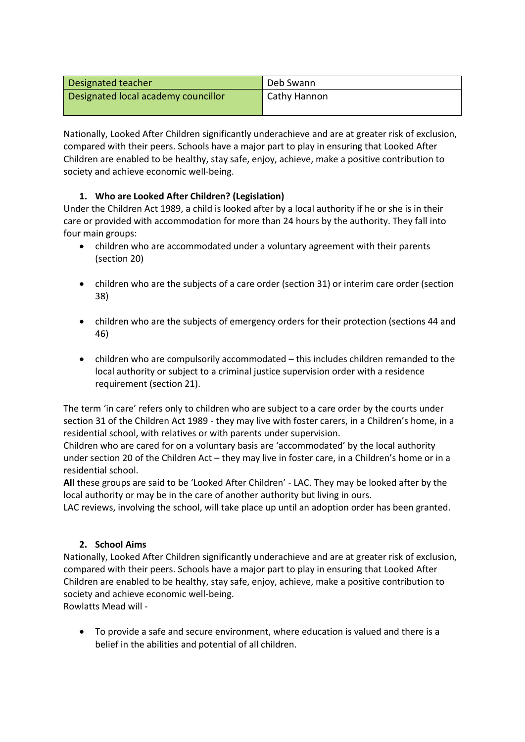| Designated teacher | Deb Swann |
| --- | --- |
| Designated local academy councillor | Cathy Hannon |

Nationally, Looked After Children significantly underachieve and are at greater risk of exclusion, compared with their peers. Schools have a major part to play in ensuring that Looked After Children are enabled to be healthy, stay safe, enjoy, achieve, make a positive contribution to society and achieve economic well-being.

## 1. Who are Looked After Children? (Legislation)

Under the Children Act 1989, a child is looked after by a local authority if he or she is in their care or provided with accommodation for more than 24 hours by the authority. They fall into four main groups:

- children who are accommodated under a voluntary agreement with their parents (section 20)
- children who are the subjects of a care order (section 31) or interim care order (section 38)
- children who are the subjects of emergency orders for their protection (sections 44 and 46)
- children who are compulsorily accommodated – this includes children remanded to the local authority or subject to a criminal justice supervision order with a residence requirement (section 21).

The term 'in care' refers only to children who are subject to a care order by the courts under section 31 of the Children Act 1989 - they may live with foster carers, in a Children's home, in a residential school, with relatives or with parents under supervision.
Children who are cared for on a voluntary basis are 'accommodated' by the local authority under section 20 of the Children Act – they may live in foster care, in a Children's home or in a residential school.
**All** these groups are said to be 'Looked After Children' - LAC. They may be looked after by the local authority or may be in the care of another authority but living in ours.
LAC reviews, involving the school, will take place up until an adoption order has been granted.

## 2. School Aims

Nationally, Looked After Children significantly underachieve and are at greater risk of exclusion, compared with their peers. Schools have a major part to play in ensuring that Looked After Children are enabled to be healthy, stay safe, enjoy, achieve, make a positive contribution to society and achieve economic well-being.
Rowlatts Mead will -

- To provide a safe and secure environment, where education is valued and there is a belief in the abilities and potential of all children.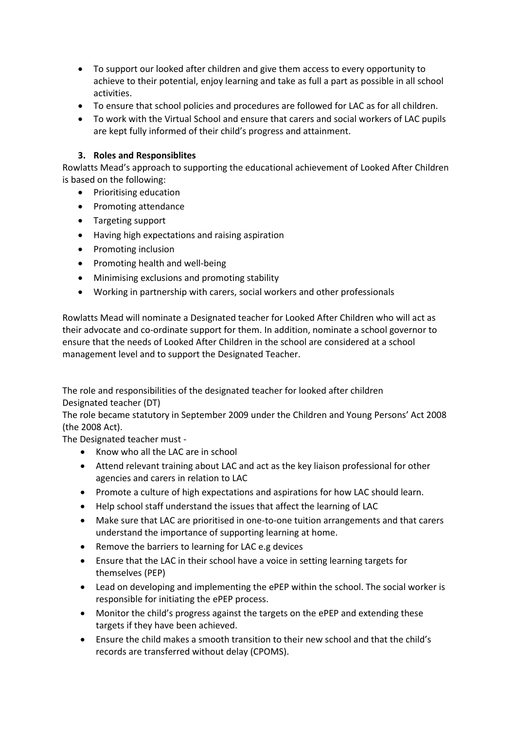- To support our looked after children and give them access to every opportunity to achieve to their potential, enjoy learning and take as full a part as possible in all school activities.
- To ensure that school policies and procedures are followed for LAC as for all children.
- To work with the Virtual School and ensure that carers and social workers of LAC pupils are kept fully informed of their child's progress and attainment.

### 3. Roles and Responsiblites

Rowlatts Mead's approach to supporting the educational achievement of Looked After Children is based on the following:

- Prioritising education
- Promoting attendance
- Targeting support
- Having high expectations and raising aspiration
- Promoting inclusion
- Promoting health and well-being
- Minimising exclusions and promoting stability
- Working in partnership with carers, social workers and other professionals

Rowlatts Mead will nominate a Designated teacher for Looked After Children who will act as their advocate and co-ordinate support for them. In addition, nominate a school governor to ensure that the needs of Looked After Children in the school are considered at a school management level and to support the Designated Teacher.

The role and responsibilities of the designated teacher for looked after children
Designated teacher (DT)
The role became statutory in September 2009 under the Children and Young Persons' Act 2008 (the 2008 Act).
The Designated teacher must -

- Know who all the LAC are in school
- Attend relevant training about LAC and act as the key liaison professional for other agencies and carers in relation to LAC
- Promote a culture of high expectations and aspirations for how LAC should learn.
- Help school staff understand the issues that affect the learning of LAC
- Make sure that LAC are prioritised in one-to-one tuition arrangements and that carers understand the importance of supporting learning at home.
- Remove the barriers to learning for LAC e.g devices
- Ensure that the LAC in their school have a voice in setting learning targets for themselves (PEP)
- Lead on developing and implementing the ePEP within the school. The social worker is responsible for initiating the ePEP process.
- Monitor the child's progress against the targets on the ePEP and extending these targets if they have been achieved.
- Ensure the child makes a smooth transition to their new school and that the child's records are transferred without delay (CPOMS).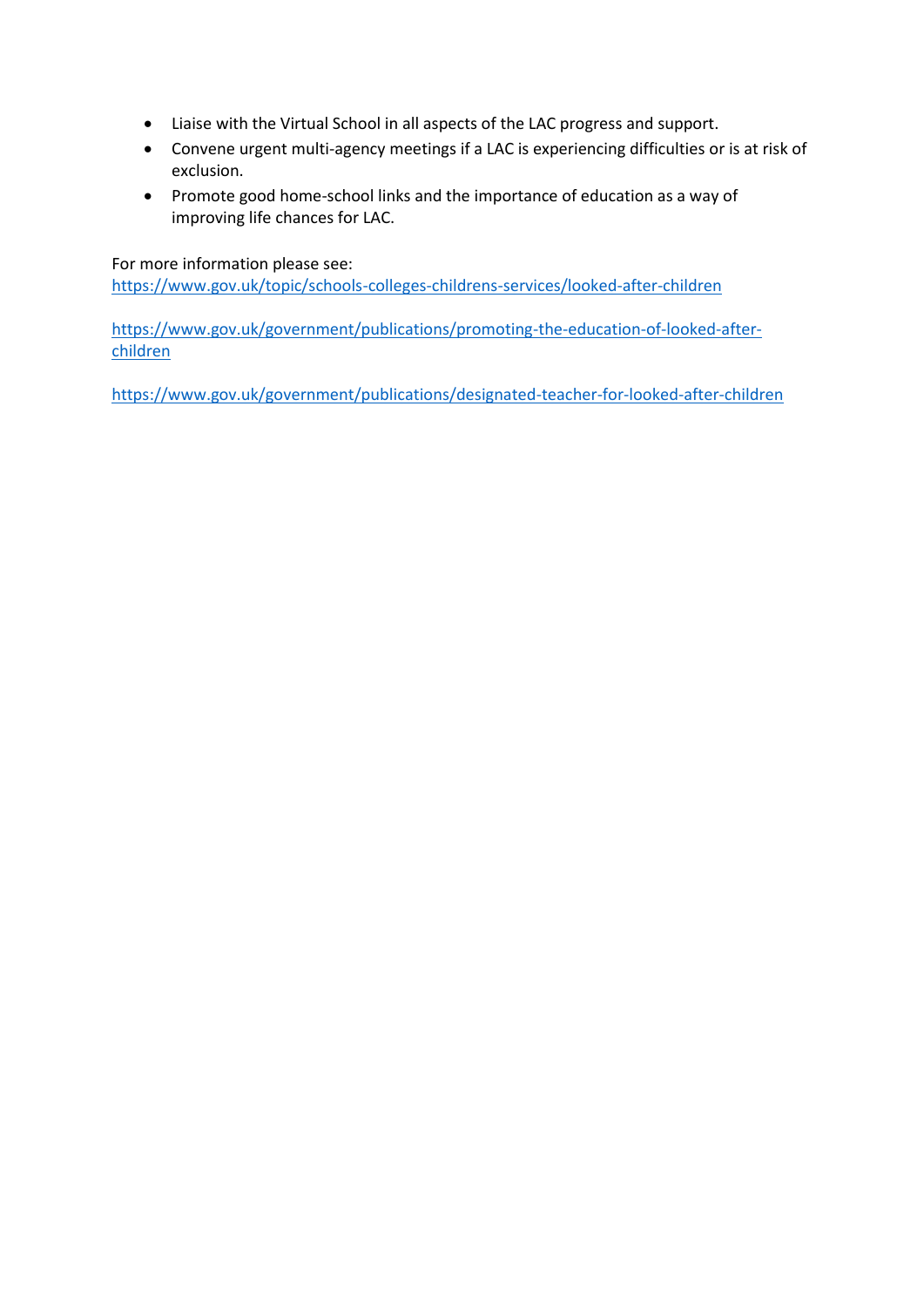- Liaise with the Virtual School in all aspects of the LAC progress and support.
- Convene urgent multi-agency meetings if a LAC is experiencing difficulties or is at risk of exclusion.
- Promote good home-school links and the importance of education as a way of improving life chances for LAC.

For more information please see:
https://www.gov.uk/topic/schools-colleges-childrens-services/looked-after-children

https://www.gov.uk/government/publications/promoting-the-education-of-looked-after-children

https://www.gov.uk/government/publications/designated-teacher-for-looked-after-children